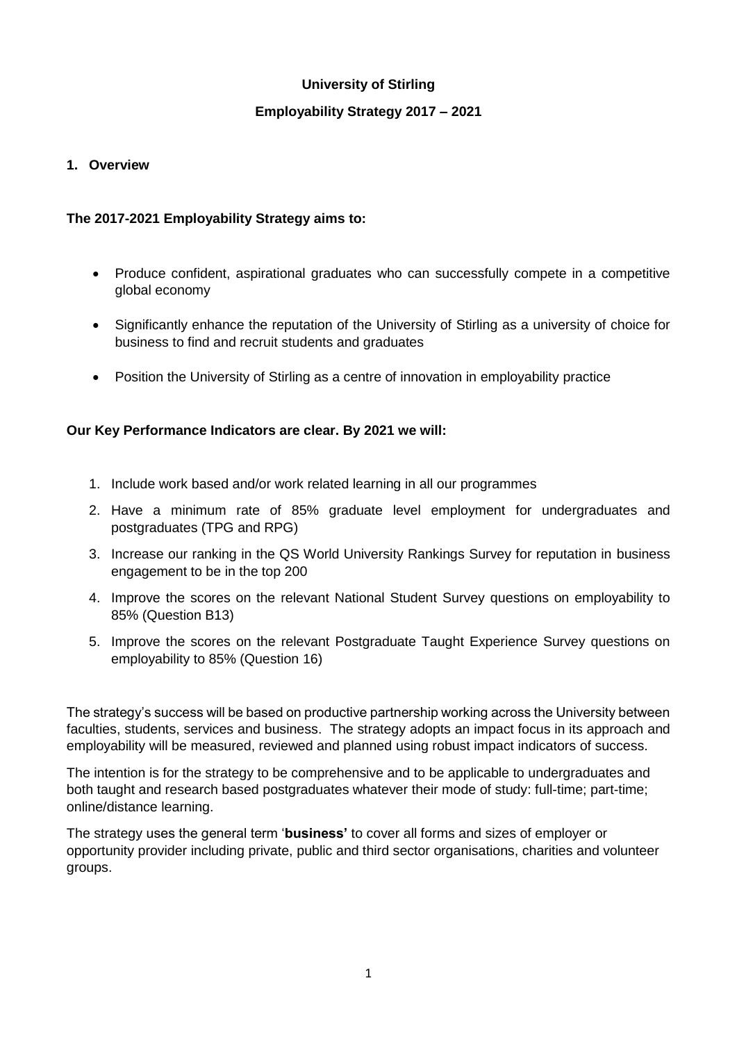# University of Stirling

## Employability Strategy 2017 – 2021

### 1. Overview

**The 2017-2021 Employability Strategy aims to:**

- Produce confident, aspirational graduates who can successfully compete in a competitive global economy
- Significantly enhance the reputation of the University of Stirling as a university of choice for business to find and recruit students and graduates
- Position the University of Stirling as a centre of innovation in employability practice

**Our Key Performance Indicators are clear. By 2021 we will:**

1. Include work based and/or work related learning in all our programmes
2. Have a minimum rate of 85% graduate level employment for undergraduates and postgraduates (TPG and RPG)
3. Increase our ranking in the QS World University Rankings Survey for reputation in business engagement to be in the top 200
4. Improve the scores on the relevant National Student Survey questions on employability to 85% (Question B13)
5. Improve the scores on the relevant Postgraduate Taught Experience Survey questions on employability to 85% (Question 16)

The strategy's success will be based on productive partnership working across the University between faculties, students, services and business. The strategy adopts an impact focus in its approach and employability will be measured, reviewed and planned using robust impact indicators of success.

The intention is for the strategy to be comprehensive and to be applicable to undergraduates and both taught and research based postgraduates whatever their mode of study: full-time; part-time; online/distance learning.

The strategy uses the general term '**business'** to cover all forms and sizes of employer or opportunity provider including private, public and third sector organisations, charities and volunteer groups.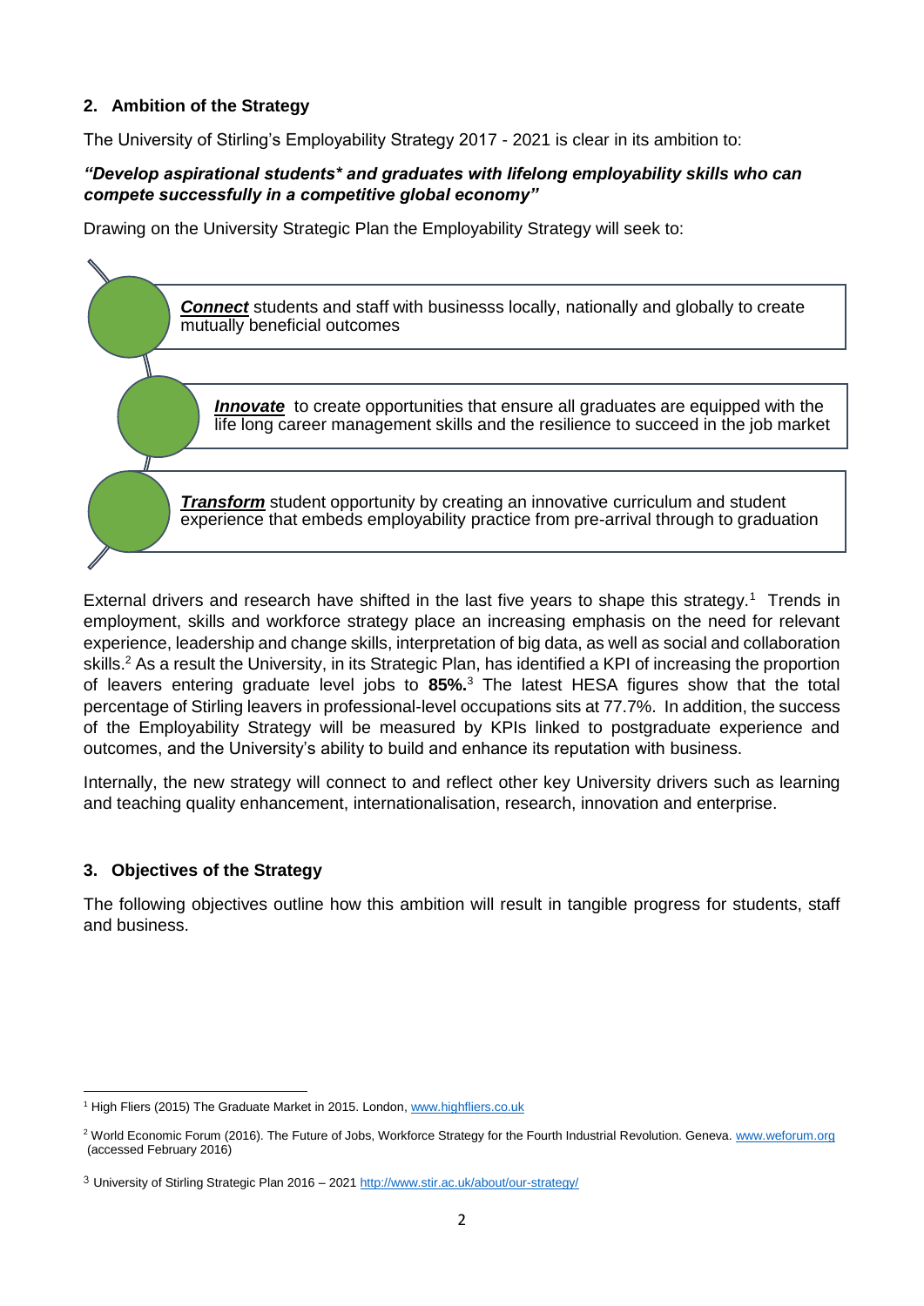## 2. Ambition of the Strategy

The University of Stirling's Employability Strategy 2017 - 2021 is clear in its ambition to:

***"Develop aspirational students\* and graduates with lifelong employability skills who can compete successfully in a competitive global economy"***

Drawing on the University Strategic Plan the Employability Strategy will seek to:

- ***Connect*** students and staff with businesss locally, nationally and globally to create mutually beneficial outcomes
- ***Innovate*** to create opportunities that ensure all graduates are equipped with the life long career management skills and the resilience to succeed in the job market
- ***Transform*** student opportunity by creating an innovative curriculum and student experience that embeds employability practice from pre-arrival through to graduation

External drivers and research have shifted in the last five years to shape this strategy.[1] Trends in employment, skills and workforce strategy place an increasing emphasis on the need for relevant experience, leadership and change skills, interpretation of big data, as well as social and collaboration skills.[2] As a result the University, in its Strategic Plan, has identified a KPI of increasing the proportion of leavers entering graduate level jobs to **85%.**[3] The latest HESA figures show that the total percentage of Stirling leavers in professional-level occupations sits at 77.7%. In addition, the success of the Employability Strategy will be measured by KPIs linked to postgraduate experience and outcomes, and the University's ability to build and enhance its reputation with business.

Internally, the new strategy will connect to and reflect other key University drivers such as learning and teaching quality enhancement, internationalisation, research, innovation and enterprise.

## 3. Objectives of the Strategy

The following objectives outline how this ambition will result in tangible progress for students, staff and business.

---

[1] High Fliers (2015) The Graduate Market in 2015. London, www.highfliers.co.uk

[2] World Economic Forum (2016). The Future of Jobs, Workforce Strategy for the Fourth Industrial Revolution. Geneva. www.weforum.org (accessed February 2016)

[3] University of Stirling Strategic Plan 2016 – 2021 http://www.stir.ac.uk/about/our-strategy/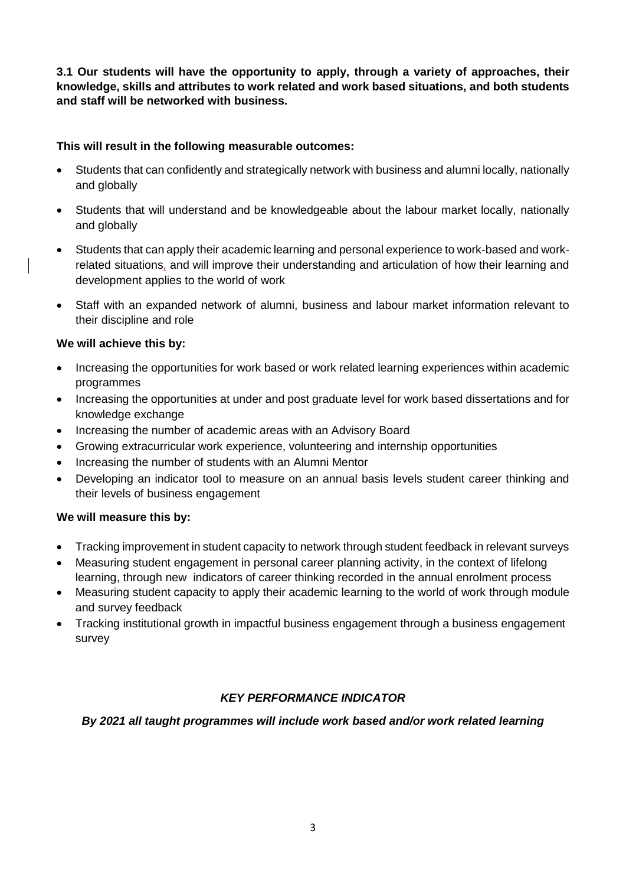**3.1 Our students will have the opportunity to apply, through a variety of approaches, their knowledge, skills and attributes to work related and work based situations, and both students and staff will be networked with business.**

**This will result in the following measurable outcomes:**

- Students that can confidently and strategically network with business and alumni locally, nationally and globally
- Students that will understand and be knowledgeable about the labour market locally, nationally and globally
- Students that can apply their academic learning and personal experience to work-based and work-related situations, and will improve their understanding and articulation of how their learning and development applies to the world of work
- Staff with an expanded network of alumni, business and labour market information relevant to their discipline and role

**We will achieve this by:**

- Increasing the opportunities for work based or work related learning experiences within academic programmes
- Increasing the opportunities at under and post graduate level for work based dissertations and for knowledge exchange
- Increasing the number of academic areas with an Advisory Board
- Growing extracurricular work experience, volunteering and internship opportunities
- Increasing the number of students with an Alumni Mentor
- Developing an indicator tool to measure on an annual basis levels student career thinking and their levels of business engagement

**We will measure this by:**

- Tracking improvement in student capacity to network through student feedback in relevant surveys
- Measuring student engagement in personal career planning activity, in the context of lifelong learning, through new indicators of career thinking recorded in the annual enrolment process
- Measuring student capacity to apply their academic learning to the world of work through module and survey feedback
- Tracking institutional growth in impactful business engagement through a business engagement survey

***KEY PERFORMANCE INDICATOR***

***By 2021 all taught programmes will include work based and/or work related learning***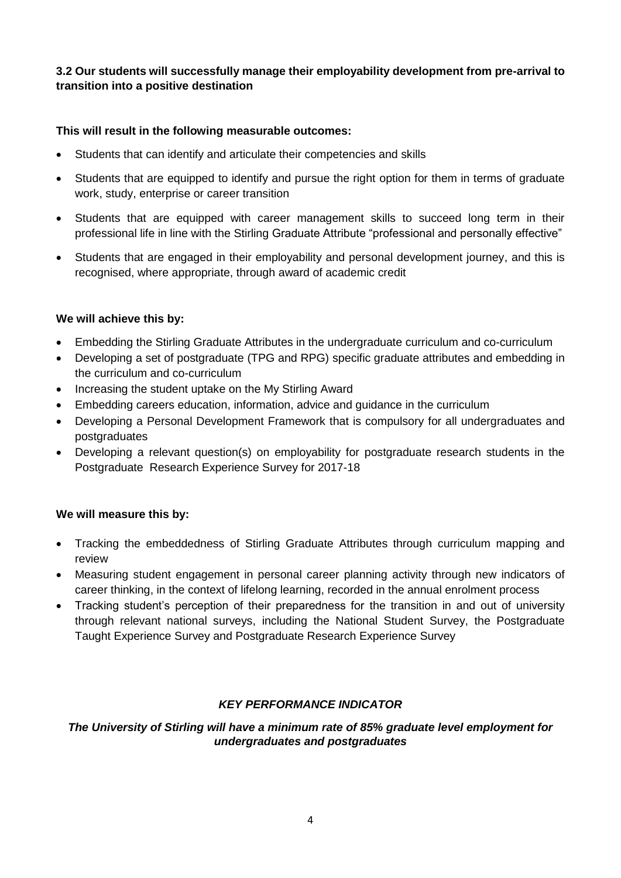### 3.2 Our students will successfully manage their employability development from pre-arrival to transition into a positive destination

**This will result in the following measurable outcomes:**

- Students that can identify and articulate their competencies and skills
- Students that are equipped to identify and pursue the right option for them in terms of graduate work, study, enterprise or career transition
- Students that are equipped with career management skills to succeed long term in their professional life in line with the Stirling Graduate Attribute "professional and personally effective"
- Students that are engaged in their employability and personal development journey, and this is recognised, where appropriate, through award of academic credit

**We will achieve this by:**

- Embedding the Stirling Graduate Attributes in the undergraduate curriculum and co-curriculum
- Developing a set of postgraduate (TPG and RPG) specific graduate attributes and embedding in the curriculum and co-curriculum
- Increasing the student uptake on the My Stirling Award
- Embedding careers education, information, advice and guidance in the curriculum
- Developing a Personal Development Framework that is compulsory for all undergraduates and postgraduates
- Developing a relevant question(s) on employability for postgraduate research students in the Postgraduate Research Experience Survey for 2017-18

**We will measure this by:**

- Tracking the embeddedness of Stirling Graduate Attributes through curriculum mapping and review
- Measuring student engagement in personal career planning activity through new indicators of career thinking, in the context of lifelong learning, recorded in the annual enrolment process
- Tracking student's perception of their preparedness for the transition in and out of university through relevant national surveys, including the National Student Survey, the Postgraduate Taught Experience Survey and Postgraduate Research Experience Survey

***KEY PERFORMANCE INDICATOR***

***The University of Stirling will have a minimum rate of 85% graduate level employment for undergraduates and postgraduates***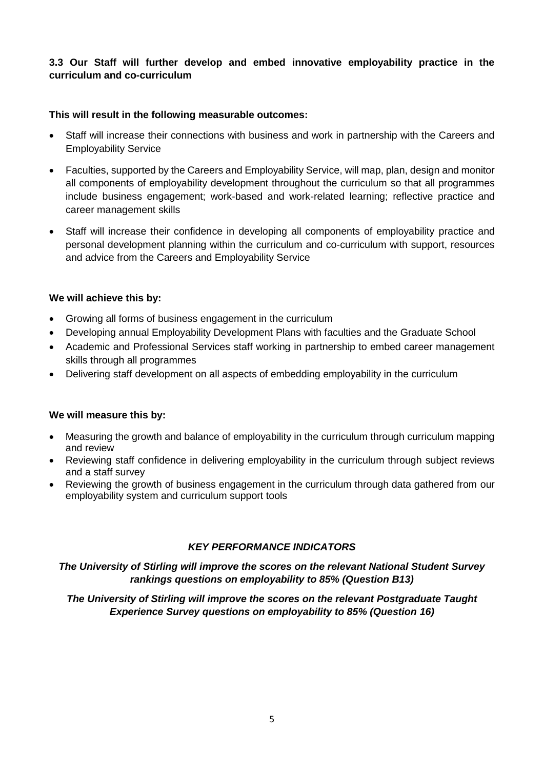### 3.3 Our Staff will further develop and embed innovative employability practice in the curriculum and co-curriculum

**This will result in the following measurable outcomes:**

- Staff will increase their connections with business and work in partnership with the Careers and Employability Service
- Faculties, supported by the Careers and Employability Service, will map, plan, design and monitor all components of employability development throughout the curriculum so that all programmes include business engagement; work-based and work-related learning; reflective practice and career management skills
- Staff will increase their confidence in developing all components of employability practice and personal development planning within the curriculum and co-curriculum with support, resources and advice from the Careers and Employability Service

**We will achieve this by:**

- Growing all forms of business engagement in the curriculum
- Developing annual Employability Development Plans with faculties and the Graduate School
- Academic and Professional Services staff working in partnership to embed career management skills through all programmes
- Delivering staff development on all aspects of embedding employability in the curriculum

**We will measure this by:**

- Measuring the growth and balance of employability in the curriculum through curriculum mapping and review
- Reviewing staff confidence in delivering employability in the curriculum through subject reviews and a staff survey
- Reviewing the growth of business engagement in the curriculum through data gathered from our employability system and curriculum support tools

***KEY PERFORMANCE INDICATORS***

***The University of Stirling will improve the scores on the relevant National Student Survey rankings questions on employability to 85% (Question B13)***

***The University of Stirling will improve the scores on the relevant Postgraduate Taught Experience Survey questions on employability to 85% (Question 16)***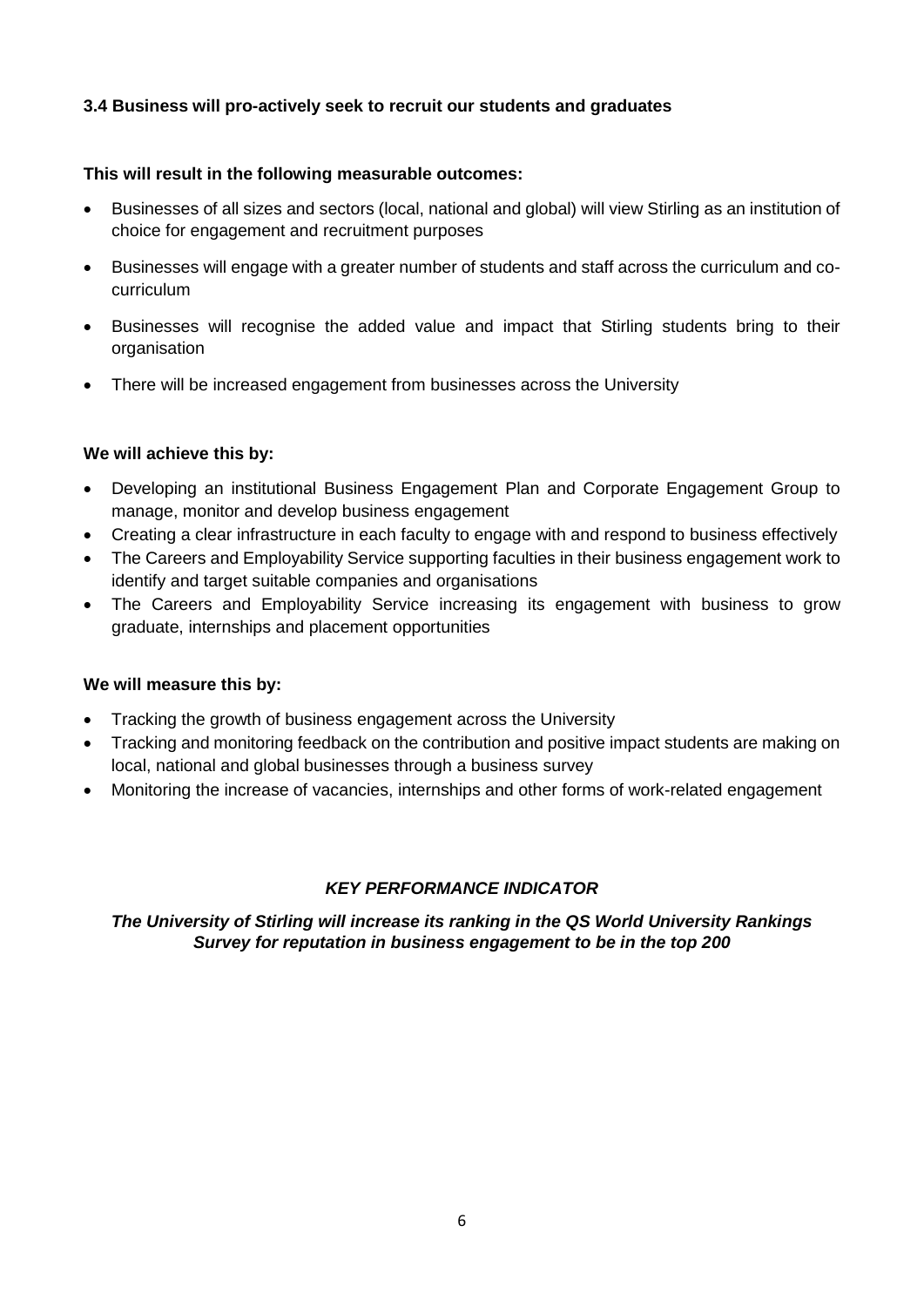### 3.4 Business will pro-actively seek to recruit our students and graduates

**This will result in the following measurable outcomes:**

- Businesses of all sizes and sectors (local, national and global) will view Stirling as an institution of choice for engagement and recruitment purposes
- Businesses will engage with a greater number of students and staff across the curriculum and co-curriculum
- Businesses will recognise the added value and impact that Stirling students bring to their organisation
- There will be increased engagement from businesses across the University

**We will achieve this by:**

- Developing an institutional Business Engagement Plan and Corporate Engagement Group to manage, monitor and develop business engagement
- Creating a clear infrastructure in each faculty to engage with and respond to business effectively
- The Careers and Employability Service supporting faculties in their business engagement work to identify and target suitable companies and organisations
- The Careers and Employability Service increasing its engagement with business to grow graduate, internships and placement opportunities

**We will measure this by:**

- Tracking the growth of business engagement across the University
- Tracking and monitoring feedback on the contribution and positive impact students are making on local, national and global businesses through a business survey
- Monitoring the increase of vacancies, internships and other forms of work-related engagement

***KEY PERFORMANCE INDICATOR***

***The University of Stirling will increase its ranking in the QS World University Rankings Survey for reputation in business engagement to be in the top 200***